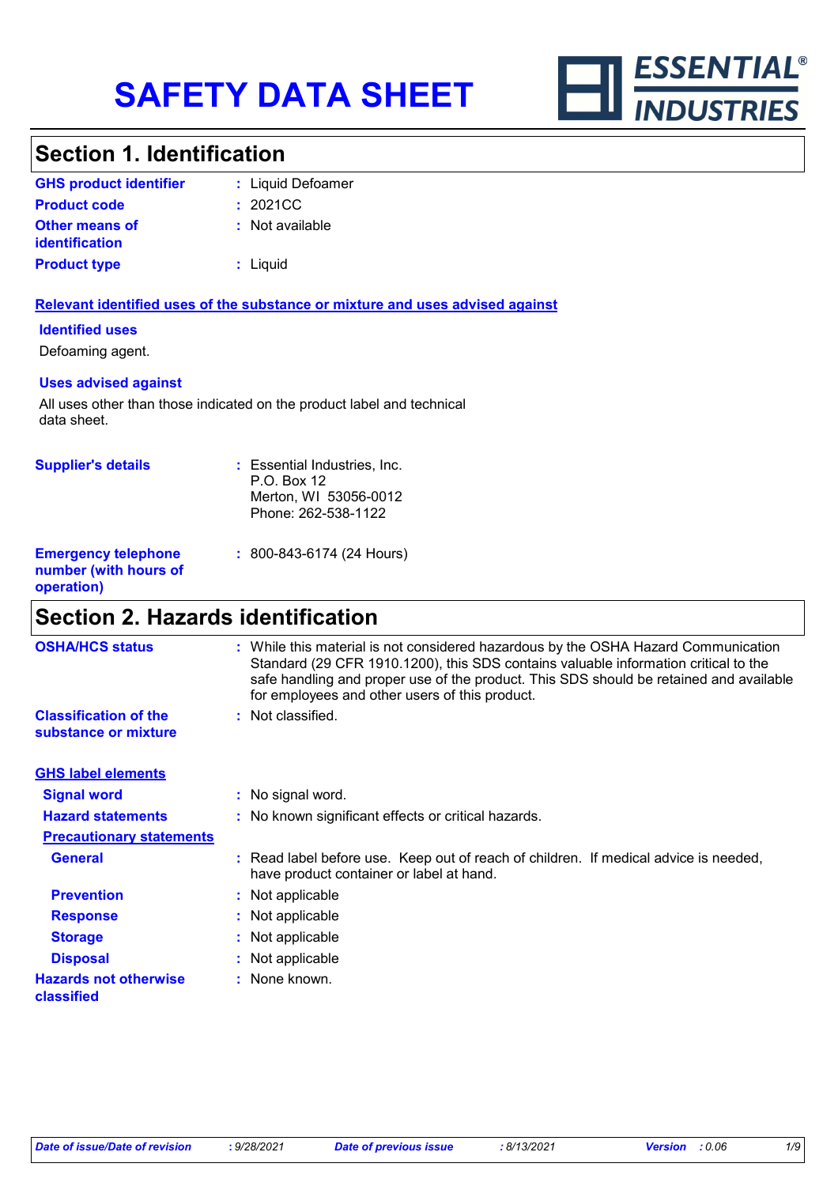# SAFETY DATA SHEET

ESSENTIAL® INDUSTRIES

## Section 1. Identification

| | |
|---|---|
| **GHS product identifier** | : Liquid Defoamer |
| **Product code** | : 2021CC |
| **Other means of identification** | : Not available |
| **Product type** | : Liquid |

**Relevant identified uses of the substance or mixture and uses advised against**

**Identified uses**

Defoaming agent.

**Uses advised against**

All uses other than those indicated on the product label and technical data sheet.

| | |
|---|---|
| **Supplier's details** | : Essential Industries, Inc.<br>P.O. Box 12<br>Merton, WI 53056-0012<br>Phone: 262-538-1122 |
| **Emergency telephone number (with hours of operation)** | : 800-843-6174 (24 Hours) |

## Section 2. Hazards identification

| | |
|---|---|
| **OSHA/HCS status** | : While this material is not considered hazardous by the OSHA Hazard Communication Standard (29 CFR 1910.1200), this SDS contains valuable information critical to the safe handling and proper use of the product. This SDS should be retained and available for employees and other users of this product. |
| **Classification of the substance or mixture** | : Not classified. |

**GHS label elements**

| | |
|---|---|
| **Signal word** | : No signal word. |
| **Hazard statements** | : No known significant effects or critical hazards. |

**Precautionary statements**

| | |
|---|---|
| **General** | : Read label before use. Keep out of reach of children. If medical advice is needed, have product container or label at hand. |
| **Prevention** | : Not applicable |
| **Response** | : Not applicable |
| **Storage** | : Not applicable |
| **Disposal** | : Not applicable |
| **Hazards not otherwise classified** | : None known. |

*Date of issue/Date of revision* : 9/28/2021 *Date of previous issue* : 8/13/2021 *Version* : 0.06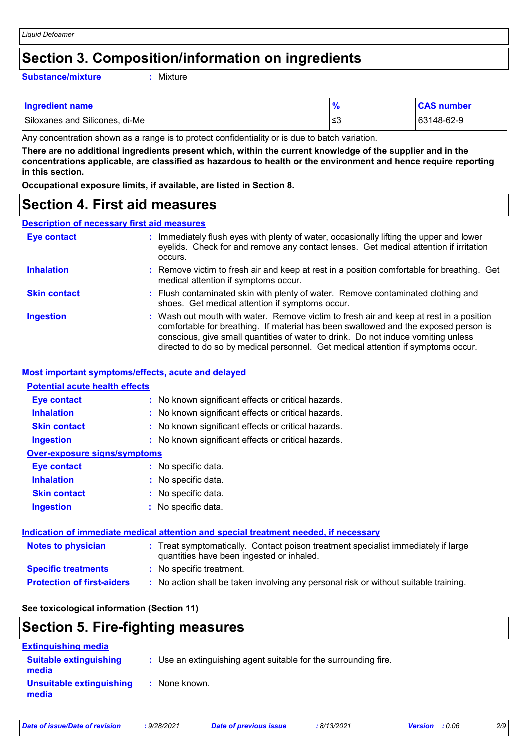# Section 3. Composition/information on ingredients

**Substance/mixture** : Mixture

| Ingredient name | % | CAS number |
| --- | --- | --- |
| Siloxanes and Silicones, di-Me | ≤3 | 63148-62-9 |

Any concentration shown as a range is to protect confidentiality or is due to batch variation.

**There are no additional ingredients present which, within the current knowledge of the supplier and in the concentrations applicable, are classified as hazardous to health or the environment and hence require reporting in this section.**

**Occupational exposure limits, if available, are listed in Section 8.**

# Section 4. First aid measures

## Description of necessary first aid measures

**Eye contact** : Immediately flush eyes with plenty of water, occasionally lifting the upper and lower eyelids. Check for and remove any contact lenses. Get medical attention if irritation occurs.

**Inhalation** : Remove victim to fresh air and keep at rest in a position comfortable for breathing. Get medical attention if symptoms occur.

**Skin contact** : Flush contaminated skin with plenty of water. Remove contaminated clothing and shoes. Get medical attention if symptoms occur.

**Ingestion** : Wash out mouth with water. Remove victim to fresh air and keep at rest in a position comfortable for breathing. If material has been swallowed and the exposed person is conscious, give small quantities of water to drink. Do not induce vomiting unless directed to do so by medical personnel. Get medical attention if symptoms occur.

## Most important symptoms/effects, acute and delayed

### Potential acute health effects

**Eye contact** : No known significant effects or critical hazards.

**Inhalation** : No known significant effects or critical hazards.

**Skin contact** : No known significant effects or critical hazards.

**Ingestion** : No known significant effects or critical hazards.

### Over-exposure signs/symptoms

**Eye contact** : No specific data.

**Inhalation** : No specific data.

**Skin contact** : No specific data.

**Ingestion** : No specific data.

## Indication of immediate medical attention and special treatment needed, if necessary

**Notes to physician** : Treat symptomatically. Contact poison treatment specialist immediately if large quantities have been ingested or inhaled.

**Specific treatments** : No specific treatment.

**Protection of first-aiders** : No action shall be taken involving any personal risk or without suitable training.

**See toxicological information (Section 11)**

# Section 5. Fire-fighting measures

## Extinguishing media

**Suitable extinguishing media** : Use an extinguishing agent suitable for the surrounding fire.

**Unsuitable extinguishing media** : None known.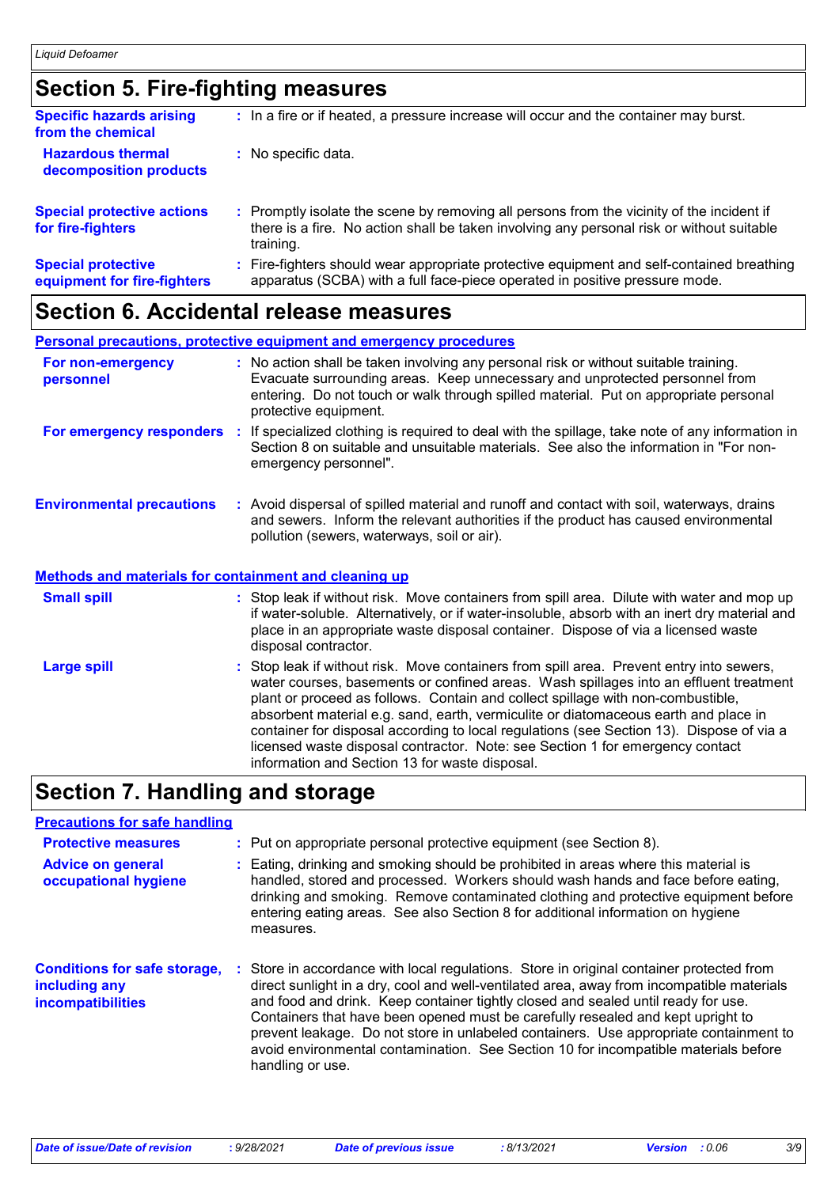## Section 5. Fire-fighting measures

| | |
|---|---|
| **Specific hazards arising from the chemical** | : In a fire or if heated, a pressure increase will occur and the container may burst. |
| **Hazardous thermal decomposition products** | : No specific data. |
| **Special protective actions for fire-fighters** | : Promptly isolate the scene by removing all persons from the vicinity of the incident if there is a fire. No action shall be taken involving any personal risk or without suitable training. |
| **Special protective equipment for fire-fighters** | : Fire-fighters should wear appropriate protective equipment and self-contained breathing apparatus (SCBA) with a full face-piece operated in positive pressure mode. |

## Section 6. Accidental release measures

### Personal precautions, protective equipment and emergency procedures

| | |
|---|---|
| **For non-emergency personnel** | : No action shall be taken involving any personal risk or without suitable training. Evacuate surrounding areas. Keep unnecessary and unprotected personnel from entering. Do not touch or walk through spilled material. Put on appropriate personal protective equipment. |
| **For emergency responders** | : If specialized clothing is required to deal with the spillage, take note of any information in Section 8 on suitable and unsuitable materials. See also the information in "For non-emergency personnel". |
| **Environmental precautions** | : Avoid dispersal of spilled material and runoff and contact with soil, waterways, drains and sewers. Inform the relevant authorities if the product has caused environmental pollution (sewers, waterways, soil or air). |

### Methods and materials for containment and cleaning up

| | |
|---|---|
| **Small spill** | : Stop leak if without risk. Move containers from spill area. Dilute with water and mop up if water-soluble. Alternatively, or if water-insoluble, absorb with an inert dry material and place in an appropriate waste disposal container. Dispose of via a licensed waste disposal contractor. |
| **Large spill** | : Stop leak if without risk. Move containers from spill area. Prevent entry into sewers, water courses, basements or confined areas. Wash spillages into an effluent treatment plant or proceed as follows. Contain and collect spillage with non-combustible, absorbent material e.g. sand, earth, vermiculite or diatomaceous earth and place in container for disposal according to local regulations (see Section 13). Dispose of via a licensed waste disposal contractor. Note: see Section 1 for emergency contact information and Section 13 for waste disposal. |

## Section 7. Handling and storage

### Precautions for safe handling

| | |
|---|---|
| **Protective measures** | : Put on appropriate personal protective equipment (see Section 8). |
| **Advice on general occupational hygiene** | : Eating, drinking and smoking should be prohibited in areas where this material is handled, stored and processed. Workers should wash hands and face before eating, drinking and smoking. Remove contaminated clothing and protective equipment before entering eating areas. See also Section 8 for additional information on hygiene measures. |
| **Conditions for safe storage, including any incompatibilities** | : Store in accordance with local regulations. Store in original container protected from direct sunlight in a dry, cool and well-ventilated area, away from incompatible materials and food and drink. Keep container tightly closed and sealed until ready for use. Containers that have been opened must be carefully resealed and kept upright to prevent leakage. Do not store in unlabeled containers. Use appropriate containment to avoid environmental contamination. See Section 10 for incompatible materials before handling or use. |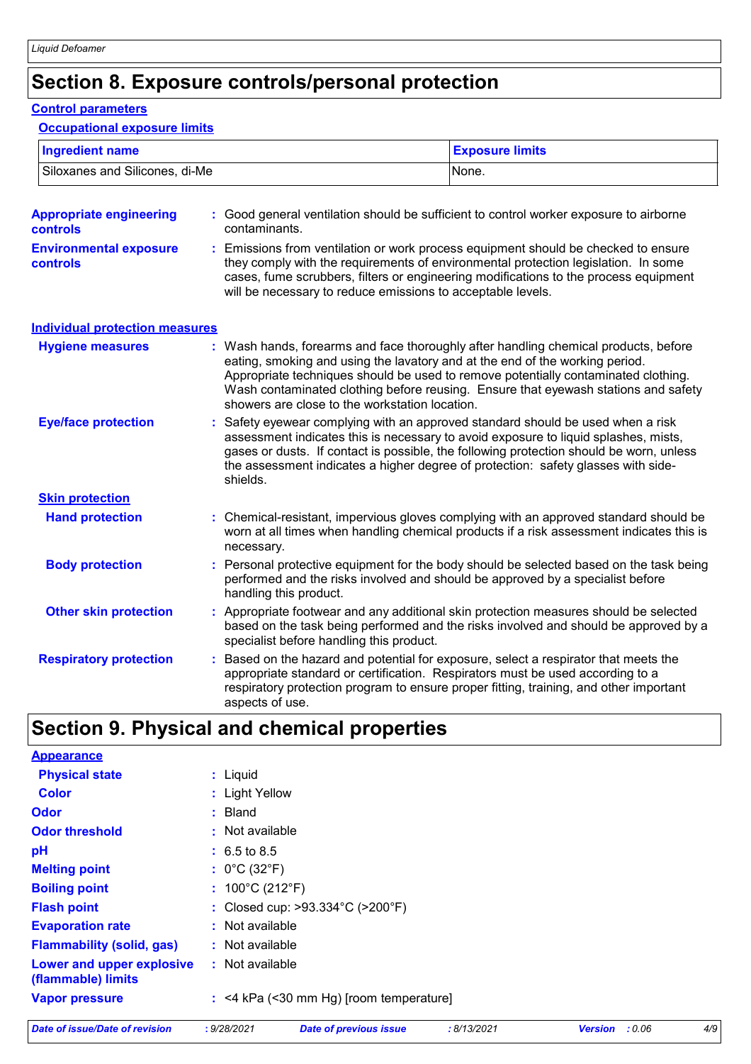# Section 8. Exposure controls/personal protection

## Control parameters

### Occupational exposure limits

| Ingredient name | Exposure limits |
|---|---|
| Siloxanes and Silicones, di-Me | None. |

**Appropriate engineering controls** : Good general ventilation should be sufficient to control worker exposure to airborne contaminants.

**Environmental exposure controls** : Emissions from ventilation or work process equipment should be checked to ensure they comply with the requirements of environmental protection legislation. In some cases, fume scrubbers, filters or engineering modifications to the process equipment will be necessary to reduce emissions to acceptable levels.

## Individual protection measures

**Hygiene measures** : Wash hands, forearms and face thoroughly after handling chemical products, before eating, smoking and using the lavatory and at the end of the working period. Appropriate techniques should be used to remove potentially contaminated clothing. Wash contaminated clothing before reusing. Ensure that eyewash stations and safety showers are close to the workstation location.

**Eye/face protection** : Safety eyewear complying with an approved standard should be used when a risk assessment indicates this is necessary to avoid exposure to liquid splashes, mists, gases or dusts. If contact is possible, the following protection should be worn, unless the assessment indicates a higher degree of protection: safety glasses with side-shields.

### Skin protection

**Hand protection** : Chemical-resistant, impervious gloves complying with an approved standard should be worn at all times when handling chemical products if a risk assessment indicates this is necessary.

**Body protection** : Personal protective equipment for the body should be selected based on the task being performed and the risks involved and should be approved by a specialist before handling this product.

**Other skin protection** : Appropriate footwear and any additional skin protection measures should be selected based on the task being performed and the risks involved and should be approved by a specialist before handling this product.

**Respiratory protection** : Based on the hazard and potential for exposure, select a respirator that meets the appropriate standard or certification. Respirators must be used according to a respiratory protection program to ensure proper fitting, training, and other important aspects of use.

# Section 9. Physical and chemical properties

## Appearance

**Physical state** : Liquid

**Color** : Light Yellow

**Odor** : Bland

**Odor threshold** : Not available

**pH** : 6.5 to 8.5

**Melting point** : 0°C (32°F)

**Boiling point** : 100°C (212°F)

**Flash point** : Closed cup: >93.334°C (>200°F)

**Evaporation rate** : Not available

**Flammability (solid, gas)** : Not available

**Lower and upper explosive (flammable) limits** : Not available

**Vapor pressure** : <4 kPa (<30 mm Hg) [room temperature]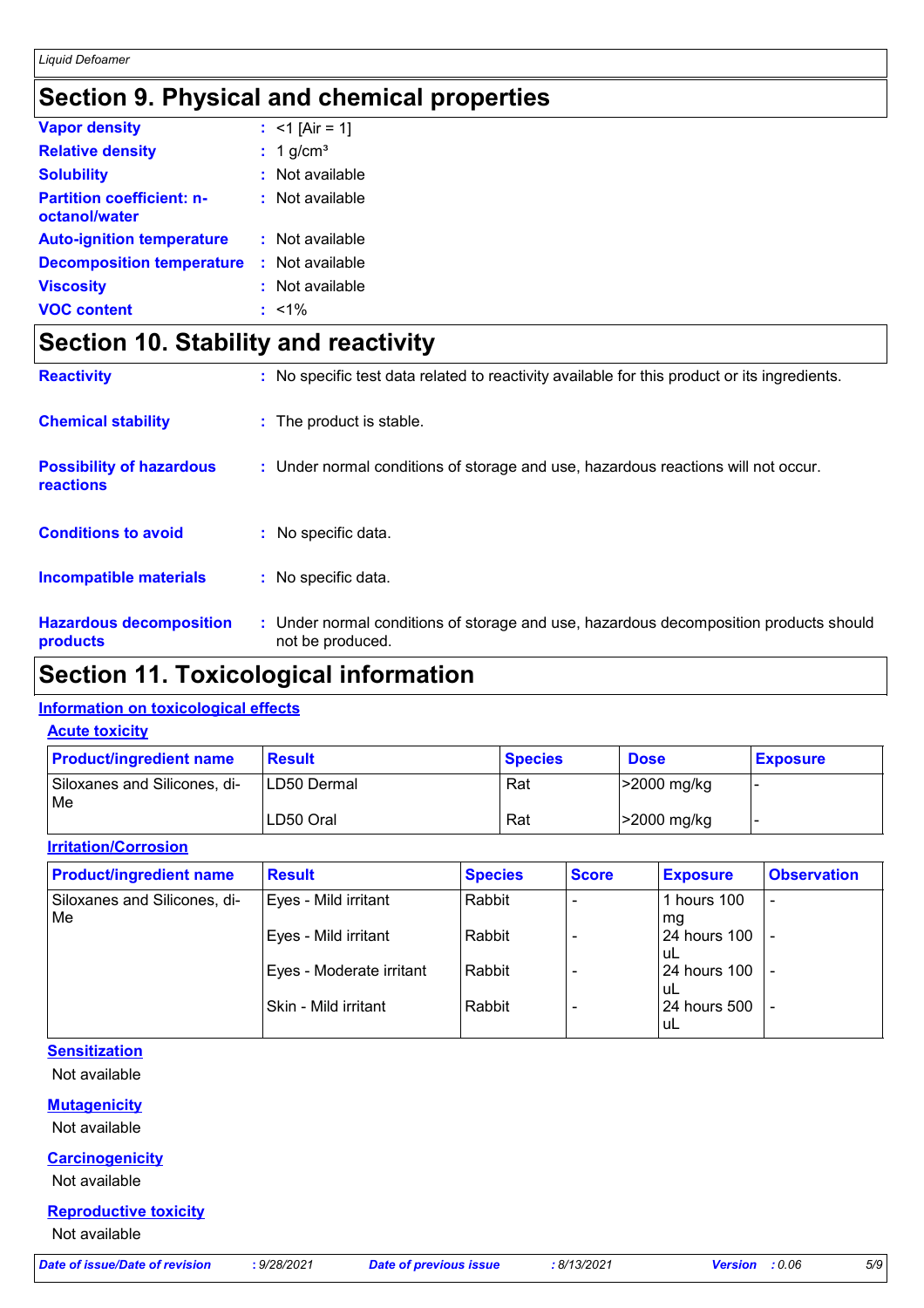## Section 9. Physical and chemical properties

| | | |
|---|---|---|
| **Vapor density** | : | <1 [Air = 1] |
| **Relative density** | : | 1 g/cm³ |
| **Solubility** | : | Not available |
| **Partition coefficient: n-octanol/water** | : | Not available |
| **Auto-ignition temperature** | : | Not available |
| **Decomposition temperature** | : | Not available |
| **Viscosity** | : | Not available |
| **VOC content** | : | <1% |

## Section 10. Stability and reactivity

| | | |
|---|---|---|
| **Reactivity** | : | No specific test data related to reactivity available for this product or its ingredients. |
| **Chemical stability** | : | The product is stable. |
| **Possibility of hazardous reactions** | : | Under normal conditions of storage and use, hazardous reactions will not occur. |
| **Conditions to avoid** | : | No specific data. |
| **Incompatible materials** | : | No specific data. |
| **Hazardous decomposition products** | : | Under normal conditions of storage and use, hazardous decomposition products should not be produced. |

## Section 11. Toxicological information

### Information on toxicological effects

#### Acute toxicity

| Product/ingredient name | Result | Species | Dose | Exposure |
|---|---|---|---|---|
| Siloxanes and Silicones, di-Me | LD50 Dermal | Rat | >2000 mg/kg | - |
| | LD50 Oral | Rat | >2000 mg/kg | - |

#### Irritation/Corrosion

| Product/ingredient name | Result | Species | Score | Exposure | Observation |
|---|---|---|---|---|---|
| Siloxanes and Silicones, di-Me | Eyes - Mild irritant | Rabbit | - | 1 hours 100 mg | - |
| | Eyes - Mild irritant | Rabbit | - | 24 hours 100 uL | - |
| | Eyes - Moderate irritant | Rabbit | - | 24 hours 100 uL | - |
| | Skin - Mild irritant | Rabbit | - | 24 hours 500 uL | - |

#### Sensitization

Not available

#### Mutagenicity

Not available

#### Carcinogenicity

Not available

#### Reproductive toxicity

Not available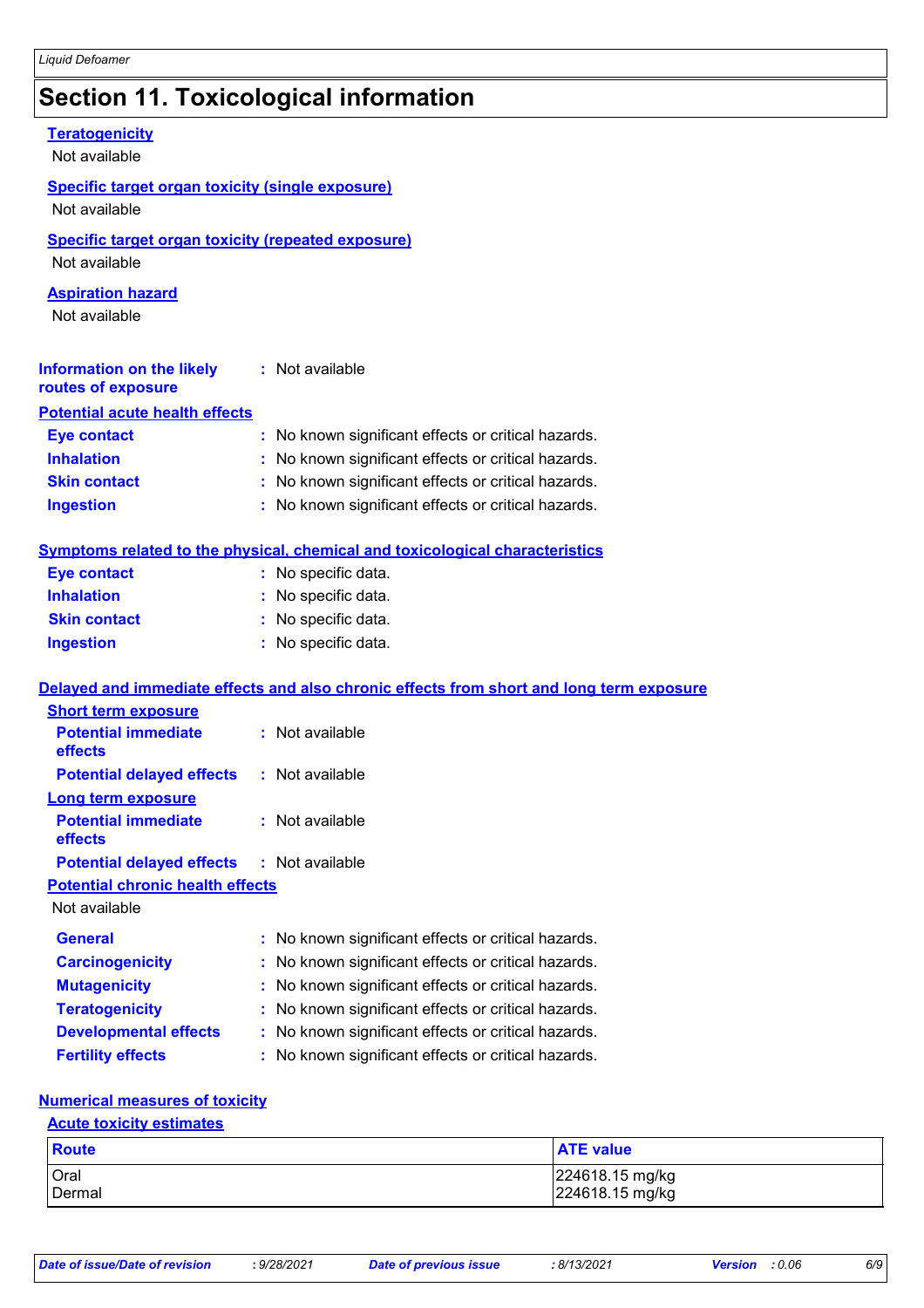# Section 11. Toxicological information

**Teratogenicity**

Not available

**Specific target organ toxicity (single exposure)**

Not available

**Specific target organ toxicity (repeated exposure)**

Not available

**Aspiration hazard**

Not available

**Information on the likely routes of exposure** : Not available

**Potential acute health effects**

**Eye contact** : No known significant effects or critical hazards.
**Inhalation** : No known significant effects or critical hazards.
**Skin contact** : No known significant effects or critical hazards.
**Ingestion** : No known significant effects or critical hazards.

**Symptoms related to the physical, chemical and toxicological characteristics**

**Eye contact** : No specific data.
**Inhalation** : No specific data.
**Skin contact** : No specific data.
**Ingestion** : No specific data.

**Delayed and immediate effects and also chronic effects from short and long term exposure**

**Short term exposure**

**Potential immediate effects** : Not available
**Potential delayed effects** : Not available

**Long term exposure**

**Potential immediate effects** : Not available
**Potential delayed effects** : Not available

**Potential chronic health effects**

Not available

**General** : No known significant effects or critical hazards.
**Carcinogenicity** : No known significant effects or critical hazards.
**Mutagenicity** : No known significant effects or critical hazards.
**Teratogenicity** : No known significant effects or critical hazards.
**Developmental effects** : No known significant effects or critical hazards.
**Fertility effects** : No known significant effects or critical hazards.

**Numerical measures of toxicity**

**Acute toxicity estimates**

| Route | ATE value |
| --- | --- |
| Oral | 224618.15 mg/kg |
| Dermal | 224618.15 mg/kg |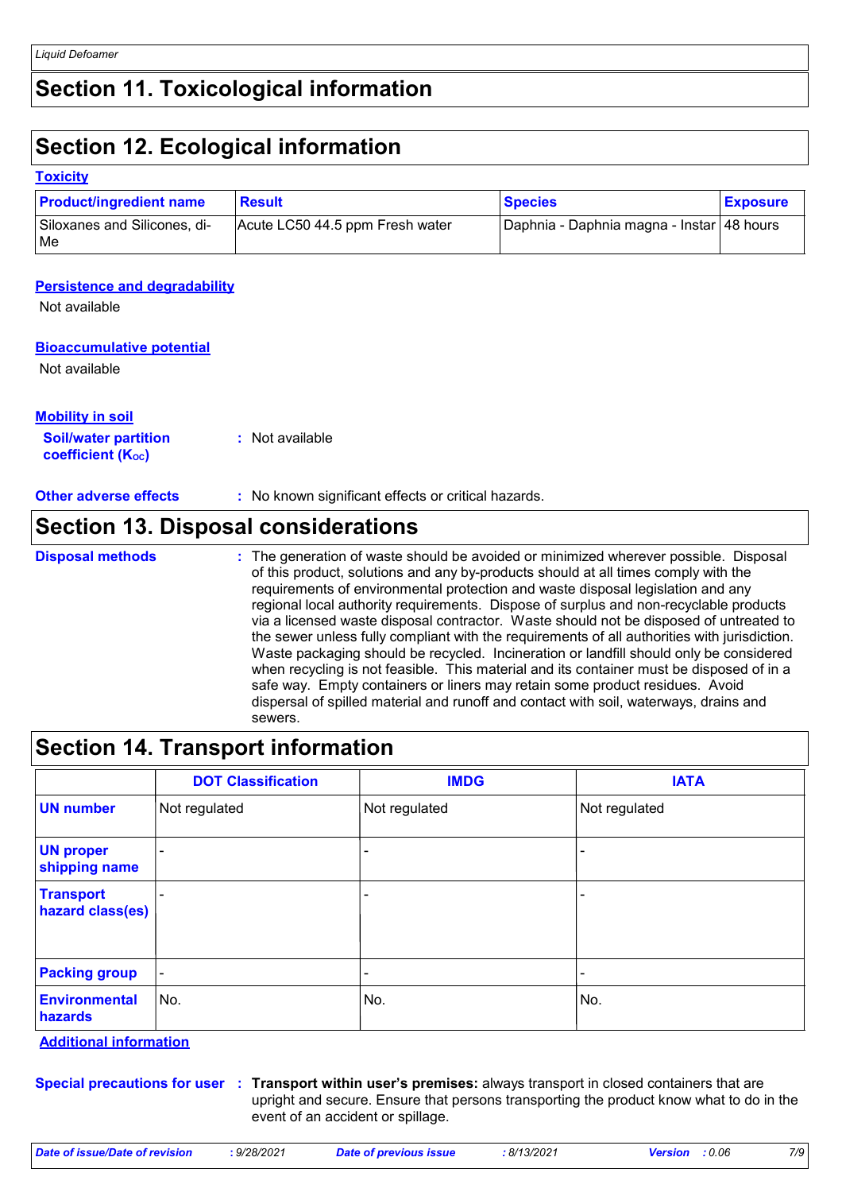# Section 11. Toxicological information

# Section 12. Ecological information

### Toxicity

| Product/ingredient name | Result | Species | Exposure |
|---|---|---|---|
| Siloxanes and Silicones, di-Me | Acute LC50 44.5 ppm Fresh water | Daphnia - Daphnia magna - Instar | 48 hours |

### Persistence and degradability

Not available

### Bioaccumulative potential

Not available

### Mobility in soil

**Soil/water partition coefficient ($K_{OC}$)** : Not available

**Other adverse effects** : No known significant effects or critical hazards.

# Section 13. Disposal considerations

**Disposal methods** : The generation of waste should be avoided or minimized wherever possible. Disposal of this product, solutions and any by-products should at all times comply with the requirements of environmental protection and waste disposal legislation and any regional local authority requirements. Dispose of surplus and non-recyclable products via a licensed waste disposal contractor. Waste should not be disposed of untreated to the sewer unless fully compliant with the requirements of all authorities with jurisdiction. Waste packaging should be recycled. Incineration or landfill should only be considered when recycling is not feasible. This material and its container must be disposed of in a safe way. Empty containers or liners may retain some product residues. Avoid dispersal of spilled material and runoff and contact with soil, waterways, drains and sewers.

# Section 14. Transport information

| | DOT Classification | IMDG | IATA |
|---|---|---|---|
| **UN number** | Not regulated | Not regulated | Not regulated |
| **UN proper shipping name** | - | - | - |
| **Transport hazard class(es)** | - | - | - |
| **Packing group** | - | - | - |
| **Environmental hazards** | No. | No. | No. |

### Additional information

**Special precautions for user** : **Transport within user's premises:** always transport in closed containers that are upright and secure. Ensure that persons transporting the product know what to do in the event of an accident or spillage.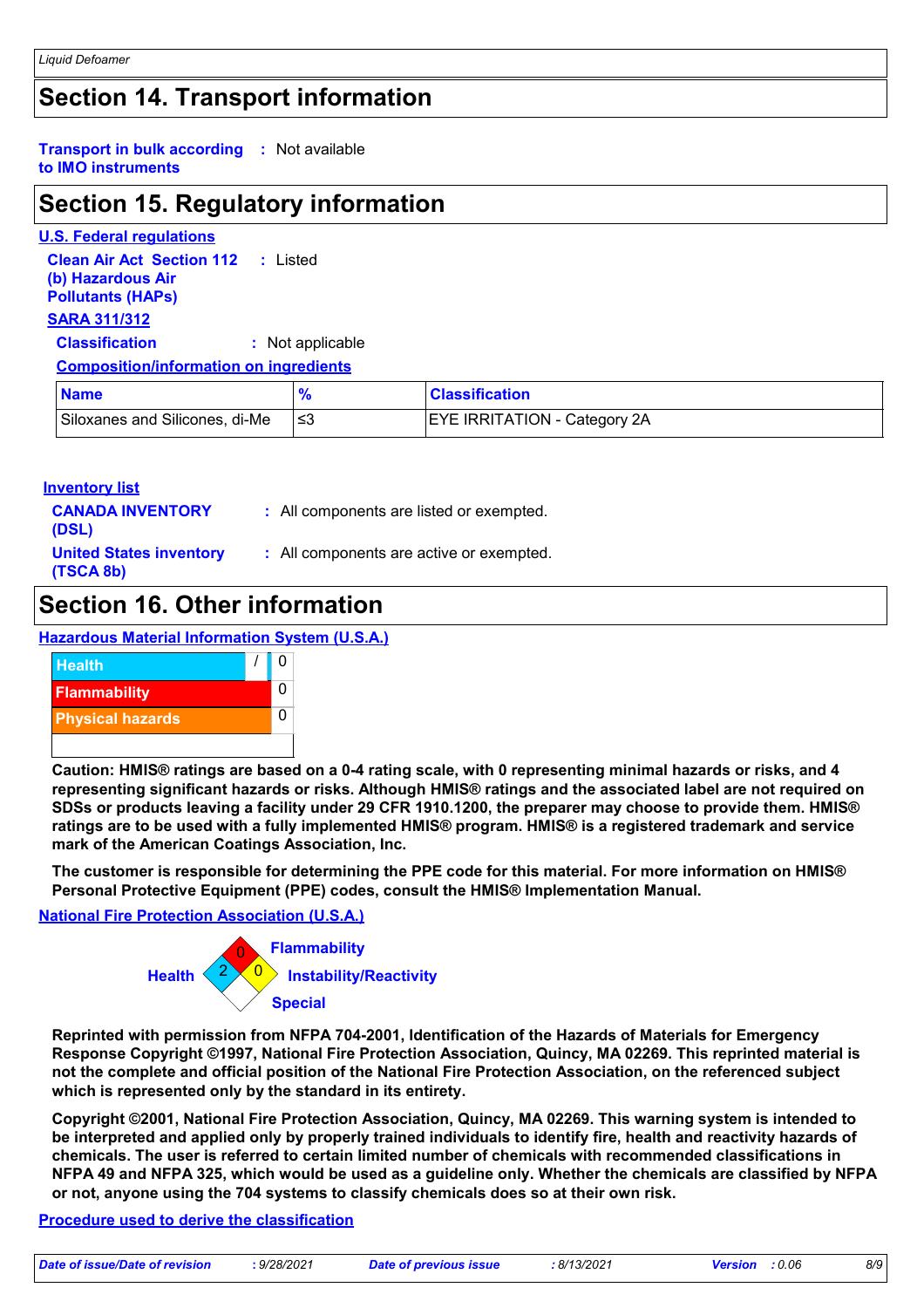## Section 14. Transport information

**Transport in bulk according to IMO instruments** : Not available

## Section 15. Regulatory information

**U.S. Federal regulations**

**Clean Air Act Section 112 (b) Hazardous Air Pollutants (HAPs)** : Listed

**SARA 311/312**

**Classification** : Not applicable

**Composition/information on ingredients**

| Name | % | Classification |
|---|---|---|
| Siloxanes and Silicones, di-Me | ≤3 | EYE IRRITATION - Category 2A |

**Inventory list**

**CANADA INVENTORY (DSL)** : All components are listed or exempted.

**United States inventory (TSCA 8b)** : All components are active or exempted.

## Section 16. Other information

**Hazardous Material Information System (U.S.A.)**

| | |
|---|---|
| Health | / 0 |
| Flammability | 0 |
| Physical hazards | 0 |

**Caution: HMIS® ratings are based on a 0-4 rating scale, with 0 representing minimal hazards or risks, and 4 representing significant hazards or risks. Although HMIS® ratings and the associated label are not required on SDSs or products leaving a facility under 29 CFR 1910.1200, the preparer may choose to provide them. HMIS® ratings are to be used with a fully implemented HMIS® program. HMIS® is a registered trademark and service mark of the American Coatings Association, Inc.**

**The customer is responsible for determining the PPE code for this material. For more information on HMIS® Personal Protective Equipment (PPE) codes, consult the HMIS® Implementation Manual.**

**National Fire Protection Association (U.S.A.)**

Flammability: 0

Health: 2

Instability/Reactivity: 0

Special:

**Reprinted with permission from NFPA 704-2001, Identification of the Hazards of Materials for Emergency Response Copyright ©1997, National Fire Protection Association, Quincy, MA 02269. This reprinted material is not the complete and official position of the National Fire Protection Association, on the referenced subject which is represented only by the standard in its entirety.**

**Copyright ©2001, National Fire Protection Association, Quincy, MA 02269. This warning system is intended to be interpreted and applied only by properly trained individuals to identify fire, health and reactivity hazards of chemicals. The user is referred to certain limited number of chemicals with recommended classifications in NFPA 49 and NFPA 325, which would be used as a guideline only. Whether the chemicals are classified by NFPA or not, anyone using the 704 systems to classify chemicals does so at their own risk.**

**Procedure used to derive the classification**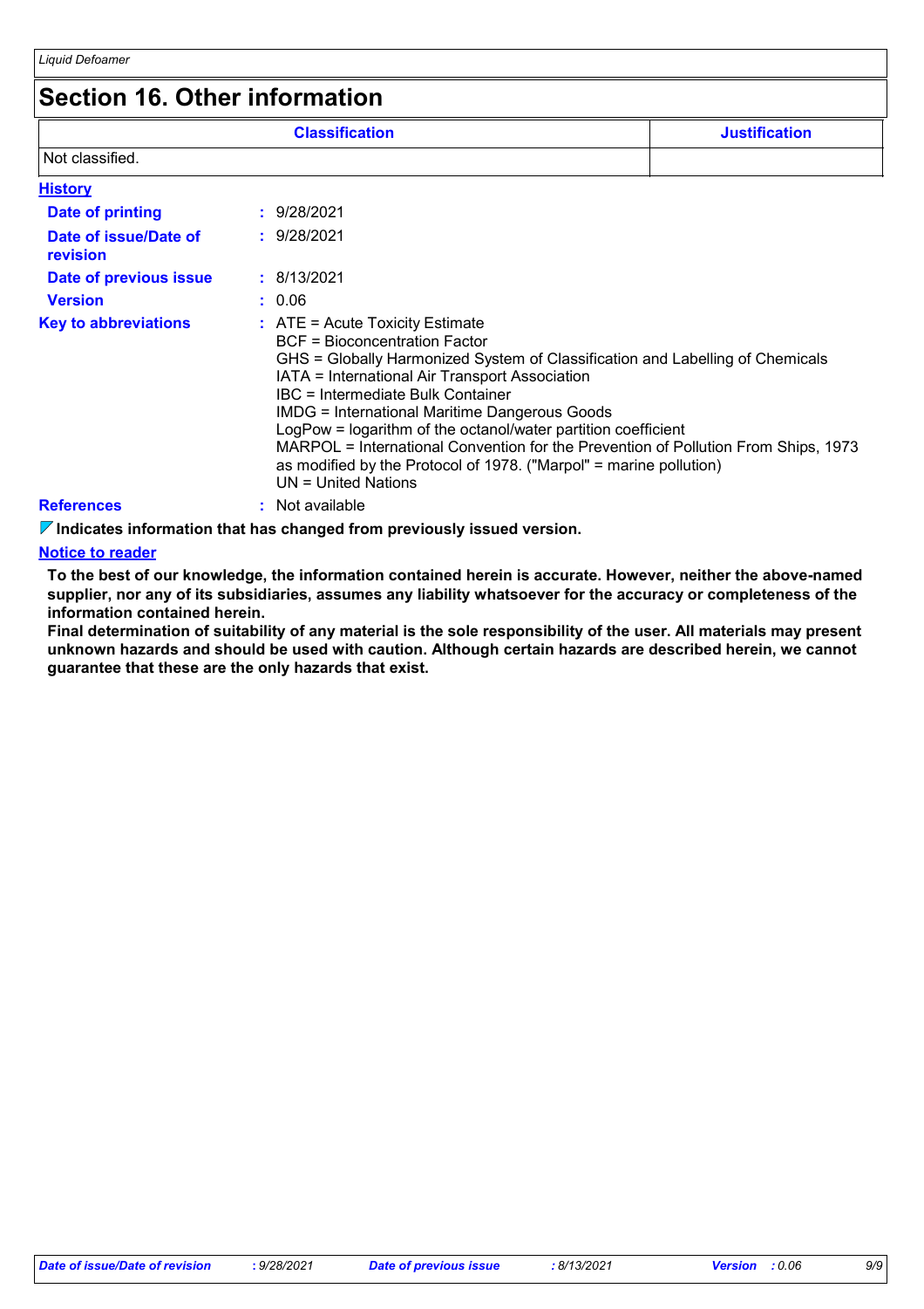# Section 16. Other information

| Classification | Justification |
| --- | --- |
| Not classified. | |

**History**

**Date of printing** : 9/28/2021

**Date of issue/Date of revision** : 9/28/2021

**Date of previous issue** : 8/13/2021

**Version** : 0.06

**Key to abbreviations** :
ATE = Acute Toxicity Estimate
BCF = Bioconcentration Factor
GHS = Globally Harmonized System of Classification and Labelling of Chemicals
IATA = International Air Transport Association
IBC = Intermediate Bulk Container
IMDG = International Maritime Dangerous Goods
LogPow = logarithm of the octanol/water partition coefficient
MARPOL = International Convention for the Prevention of Pollution From Ships, 1973 as modified by the Protocol of 1978. ("Marpol" = marine pollution)
UN = United Nations

**References** : Not available

**Indicates information that has changed from previously issued version.**

**Notice to reader**

**To the best of our knowledge, the information contained herein is accurate. However, neither the above-named supplier, nor any of its subsidiaries, assumes any liability whatsoever for the accuracy or completeness of the information contained herein.**

**Final determination of suitability of any material is the sole responsibility of the user. All materials may present unknown hazards and should be used with caution. Although certain hazards are described herein, we cannot guarantee that these are the only hazards that exist.**